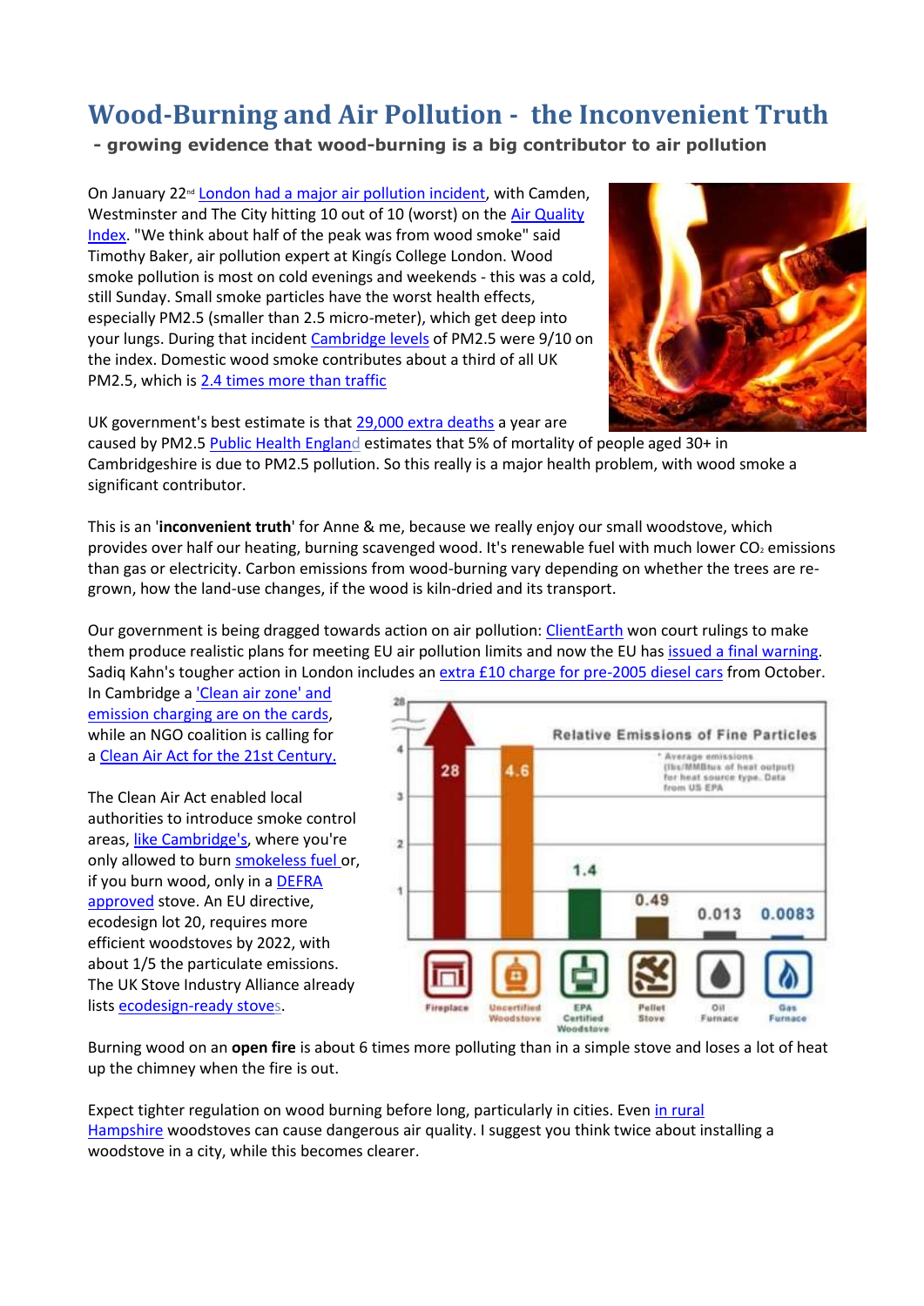# Wood-Burning and Air Pollution - the Inconvenient Truth

**- growing evidence that wood-burning is a big contributor to air pollution**

On January 22nd London had a major air pollution incident, with Camden, Westminster and The City hitting 10 out of 10 (worst) on the Air Quality Index. "We think about half of the peak was from wood smoke" said Timothy Baker, air pollution expert at Kingís College London. Wood smoke pollution is most on cold evenings and weekends - this was a cold, still Sunday. Small smoke particles have the worst health effects, especially PM2.5 (smaller than 2.5 micro-meter), which get deep into your lungs. During that incident Cambridge levels of PM2.5 were 9/10 on the index. Domestic wood smoke contributes about a third of all UK PM2.5, which is 2.4 times more than traffic

UK government's best estimate is that 29,000 extra deaths a year are caused by PM2.5 Public Health England estimates that 5% of mortality of people aged 30+ in Cambridgeshire is due to PM2.5 pollution. So this really is a major health problem, with wood smoke a significant contributor.

This is an '**inconvenient truth**' for Anne & me, because we really enjoy our small woodstove, which provides over half our heating, burning scavenged wood. It's renewable fuel with much lower $CO_2$ emissions than gas or electricity. Carbon emissions from wood-burning vary depending on whether the trees are re-grown, how the land-use changes, if the wood is kiln-dried and its transport.

Our government is being dragged towards action on air pollution: ClientEarth won court rulings to make them produce realistic plans for meeting EU air pollution limits and now the EU has issued a final warning. Sadiq Kahn's tougher action in London includes an extra £10 charge for pre-2005 diesel cars from October. In Cambridge a 'Clean air zone' and emission charging are on the cards, while an NGO coalition is calling for a Clean Air Act for the 21st Century.

The Clean Air Act enabled local authorities to introduce smoke control areas, like Cambridge's, where you're only allowed to burn smokeless fuel or, if you burn wood, only in a DEFRA approved stove. An EU directive, ecodesign lot 20, requires more efficient woodstoves by 2022, with about 1/5 the particulate emissions. The UK Stove Industry Alliance already lists ecodesign-ready stoves.

Relative Emissions of Fine Particles

\* Average emissions (lbs/MMBtus of heat output) for heat source type. Data from US EPA

| Fireplace | Uncertified Woodstove | EPA Certified Woodstove | Pellet Stove | Oil Furnace | Gas Furnace |
|---|---|---|---|---|---|
| 28 | 4.6 | 1.4 | 0.49 | 0.013 | 0.0083 |

Burning wood on an **open fire** is about 6 times more polluting than in a simple stove and loses a lot of heat up the chimney when the fire is out.

Expect tighter regulation on wood burning before long, particularly in cities. Even in rural Hampshire woodstoves can cause dangerous air quality. I suggest you think twice about installing a woodstove in a city, while this becomes clearer.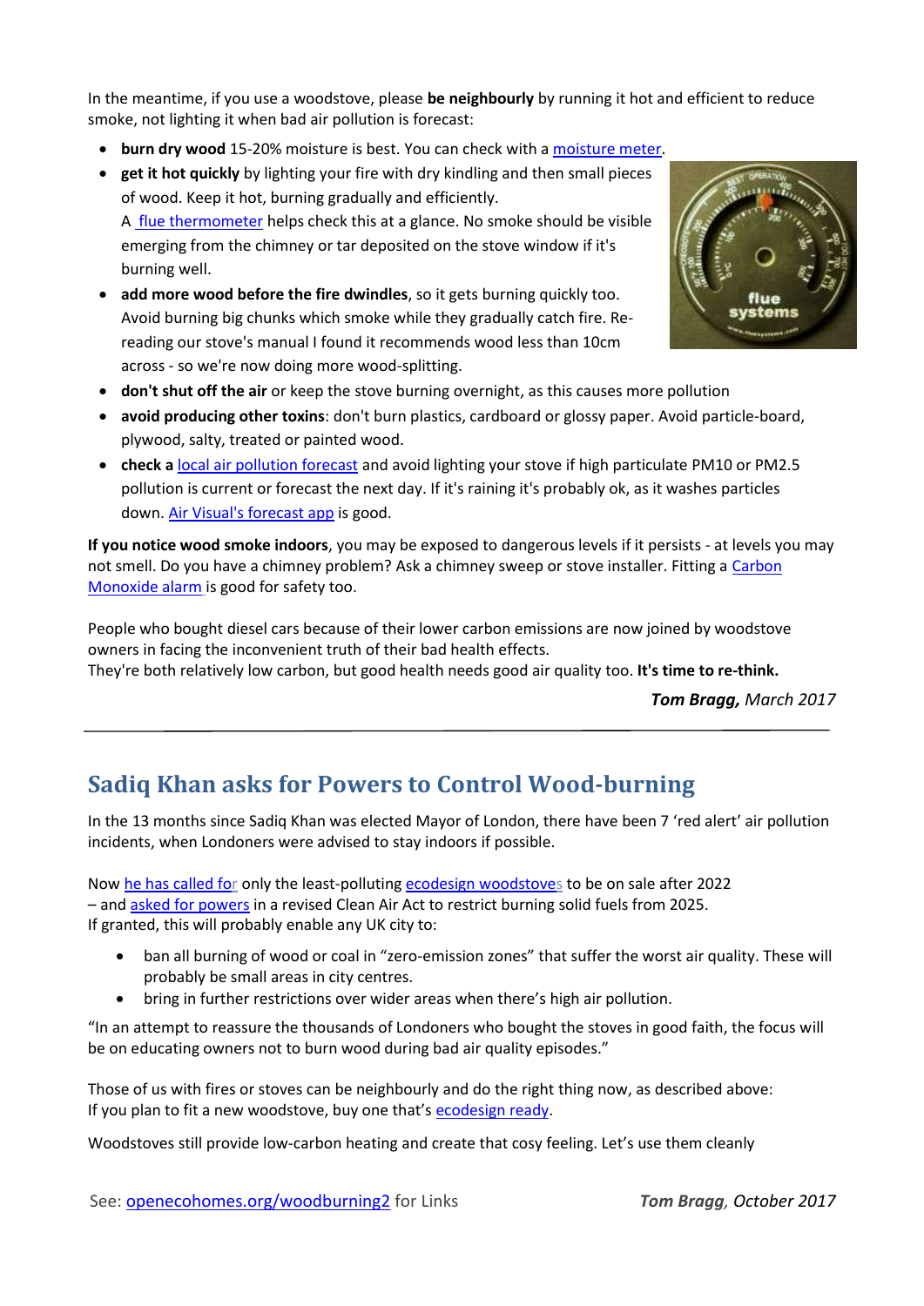In the meantime, if you use a woodstove, please **be neighbourly** by running it hot and efficient to reduce smoke, not lighting it when bad air pollution is forecast:

- **burn dry wood** 15-20% moisture is best. You can check with a moisture meter.
- **get it hot quickly** by lighting your fire with dry kindling and then small pieces of wood. Keep it hot, burning gradually and efficiently.
  A flue thermometer helps check this at a glance. No smoke should be visible emerging from the chimney or tar deposited on the stove window if it's burning well.
- **add more wood before the fire dwindles**, so it gets burning quickly too. Avoid burning big chunks which smoke while they gradually catch fire. Re-reading our stove's manual I found it recommends wood less than 10cm across - so we're now doing more wood-splitting.
- **don't shut off the air** or keep the stove burning overnight, as this causes more pollution
- **avoid producing other toxins**: don't burn plastics, cardboard or glossy paper. Avoid particle-board, plywood, salty, treated or painted wood.
- **check a** local air pollution forecast and avoid lighting your stove if high particulate PM10 or PM2.5 pollution is current or forecast the next day. If it's raining it's probably ok, as it washes particles down. Air Visual's forecast app is good.

**If you notice wood smoke indoors**, you may be exposed to dangerous levels if it persists - at levels you may not smell. Do you have a chimney problem? Ask a chimney sweep or stove installer. Fitting a Carbon Monoxide alarm is good for safety too.

People who bought diesel cars because of their lower carbon emissions are now joined by woodstove owners in facing the inconvenient truth of their bad health effects.
They're both relatively low carbon, but good health needs good air quality too. **It's time to re-think.**

***Tom Bragg,** March 2017*

---

## Sadiq Khan asks for Powers to Control Wood-burning

In the 13 months since Sadiq Khan was elected Mayor of London, there have been 7 'red alert' air pollution incidents, when Londoners were advised to stay indoors if possible.

Now he has called for only the least-polluting ecodesign woodstoves to be on sale after 2022 – and asked for powers in a revised Clean Air Act to restrict burning solid fuels from 2025.
If granted, this will probably enable any UK city to:

- ban all burning of wood or coal in "zero-emission zones" that suffer the worst air quality. These will probably be small areas in city centres.
- bring in further restrictions over wider areas when there's high air pollution.

"In an attempt to reassure the thousands of Londoners who bought the stoves in good faith, the focus will be on educating owners not to burn wood during bad air quality episodes."

Those of us with fires or stoves can be neighbourly and do the right thing now, as described above:
If you plan to fit a new woodstove, buy one that's ecodesign ready.

Woodstoves still provide low-carbon heating and create that cosy feeling. Let's use them cleanly

See: openecohomes.org/woodburning2 for Links

***Tom Bragg**, October 2017*